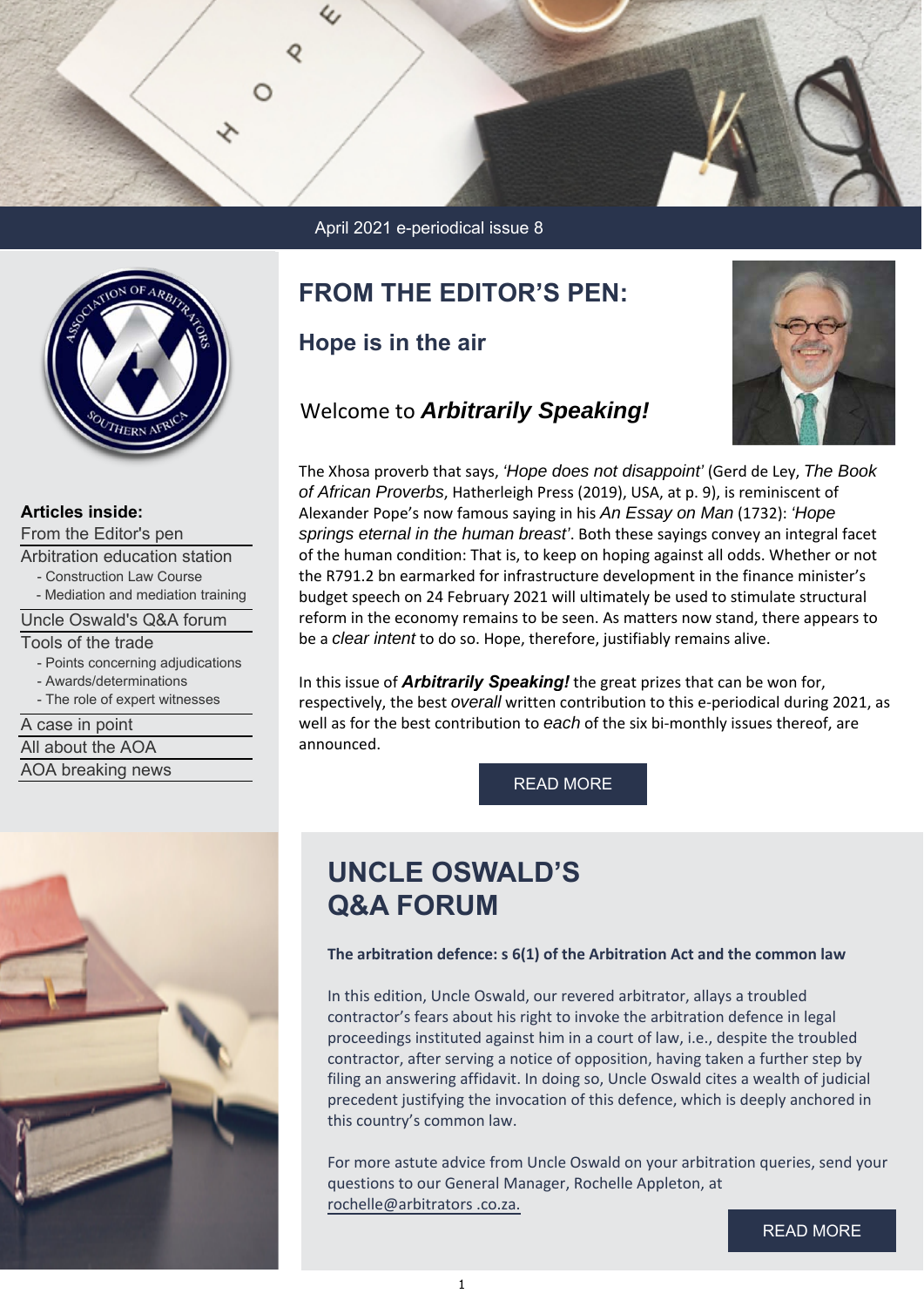April 2021 e-periodical issue 8

**Articles inside:**

- From the Editor's pen
- Arbitration education station
  - Construction Law Course
  - Mediation and mediation training
- Uncle Oswald's Q&A forum
- Tools of the trade
  - Points concerning adjudications
  - Awards/determinations
  - The role of expert witnesses
- A case in point
- All about the AOA
- AOA breaking news

# FROM THE EDITOR'S PEN:

## Hope is in the air

Welcome to ***Arbitrarily Speaking!***

The Xhosa proverb that says, *'Hope does not disappoint'* (Gerd de Ley, *The Book of African Proverbs*, Hatherleigh Press (2019), USA, at p. 9), is reminiscent of Alexander Pope's now famous saying in his *An Essay on Man* (1732): *'Hope springs eternal in the human breast'*. Both these sayings convey an integral facet of the human condition: That is, to keep on hoping against all odds. Whether or not the R791.2 bn earmarked for infrastructure development in the finance minister's budget speech on 24 February 2021 will ultimately be used to stimulate structural reform in the economy remains to be seen. As matters now stand, there appears to be a *clear intent* to do so. Hope, therefore, justifiably remains alive.

In this issue of ***Arbitrarily Speaking!*** the great prizes that can be won for, respectively, the best *overall* written contribution to this e-periodical during 2021, as well as for the best contribution to *each* of the six bi-monthly issues thereof, are announced.

READ MORE

# UNCLE OSWALD'S Q&A FORUM

**The arbitration defence: s 6(1) of the Arbitration Act and the common law**

In this edition, Uncle Oswald, our revered arbitrator, allays a troubled contractor's fears about his right to invoke the arbitration defence in legal proceedings instituted against him in a court of law, i.e., despite the troubled contractor, after serving a notice of opposition, having taken a further step by filing an answering affidavit. In doing so, Uncle Oswald cites a wealth of judicial precedent justifying the invocation of this defence, which is deeply anchored in this country's common law.

For more astute advice from Uncle Oswald on your arbitration queries, send your questions to our General Manager, Rochelle Appleton, at rochelle@arbitrators .co.za.

READ MORE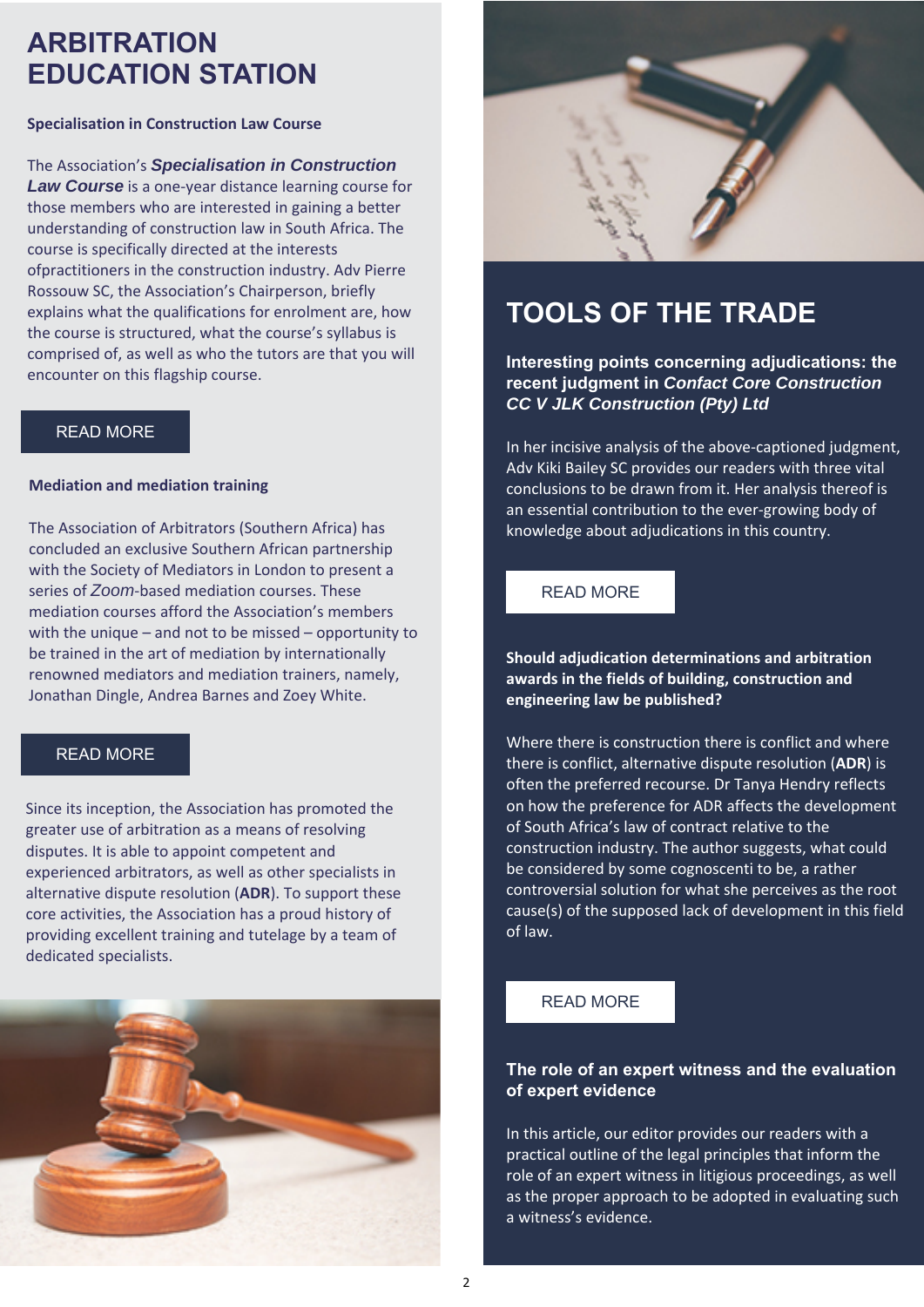# ARBITRATION EDUCATION STATION

### Specialisation in Construction Law Course

The Association's ***Specialisation in Construction Law Course*** is a one-year distance learning course for those members who are interested in gaining a better understanding of construction law in South Africa. The course is specifically directed at the interests ofpractitioners in the construction industry. Adv Pierre Rossouw SC, the Association's Chairperson, briefly explains what the qualifications for enrolment are, how the course is structured, what the course's syllabus is comprised of, as well as who the tutors are that you will encounter on this flagship course.

READ MORE

### Mediation and mediation training

The Association of Arbitrators (Southern Africa) has concluded an exclusive Southern African partnership with the Society of Mediators in London to present a series of *Zoom*-based mediation courses. These mediation courses afford the Association's members with the unique – and not to be missed – opportunity to be trained in the art of mediation by internationally renowned mediators and mediation trainers, namely, Jonathan Dingle, Andrea Barnes and Zoey White.

READ MORE

Since its inception, the Association has promoted the greater use of arbitration as a means of resolving disputes. It is able to appoint competent and experienced arbitrators, as well as other specialists in alternative dispute resolution (**ADR**). To support these core activities, the Association has a proud history of providing excellent training and tutelage by a team of dedicated specialists.

# TOOLS OF THE TRADE

### Interesting points concerning adjudications: the recent judgment in *Confact Core Construction CC V JLK Construction (Pty) Ltd*

In her incisive analysis of the above-captioned judgment, Adv Kiki Bailey SC provides our readers with three vital conclusions to be drawn from it. Her analysis thereof is an essential contribution to the ever-growing body of knowledge about adjudications in this country.

READ MORE

### Should adjudication determinations and arbitration awards in the fields of building, construction and engineering law be published?

Where there is construction there is conflict and where there is conflict, alternative dispute resolution (**ADR**) is often the preferred recourse. Dr Tanya Hendry reflects on how the preference for ADR affects the development of South Africa's law of contract relative to the construction industry. The author suggests, what could be considered by some cognoscenti to be, a rather controversial solution for what she perceives as the root cause(s) of the supposed lack of development in this field of law.

READ MORE

### The role of an expert witness and the evaluation of expert evidence

In this article, our editor provides our readers with a practical outline of the legal principles that inform the role of an expert witness in litigious proceedings, as well as the proper approach to be adopted in evaluating such a witness's evidence.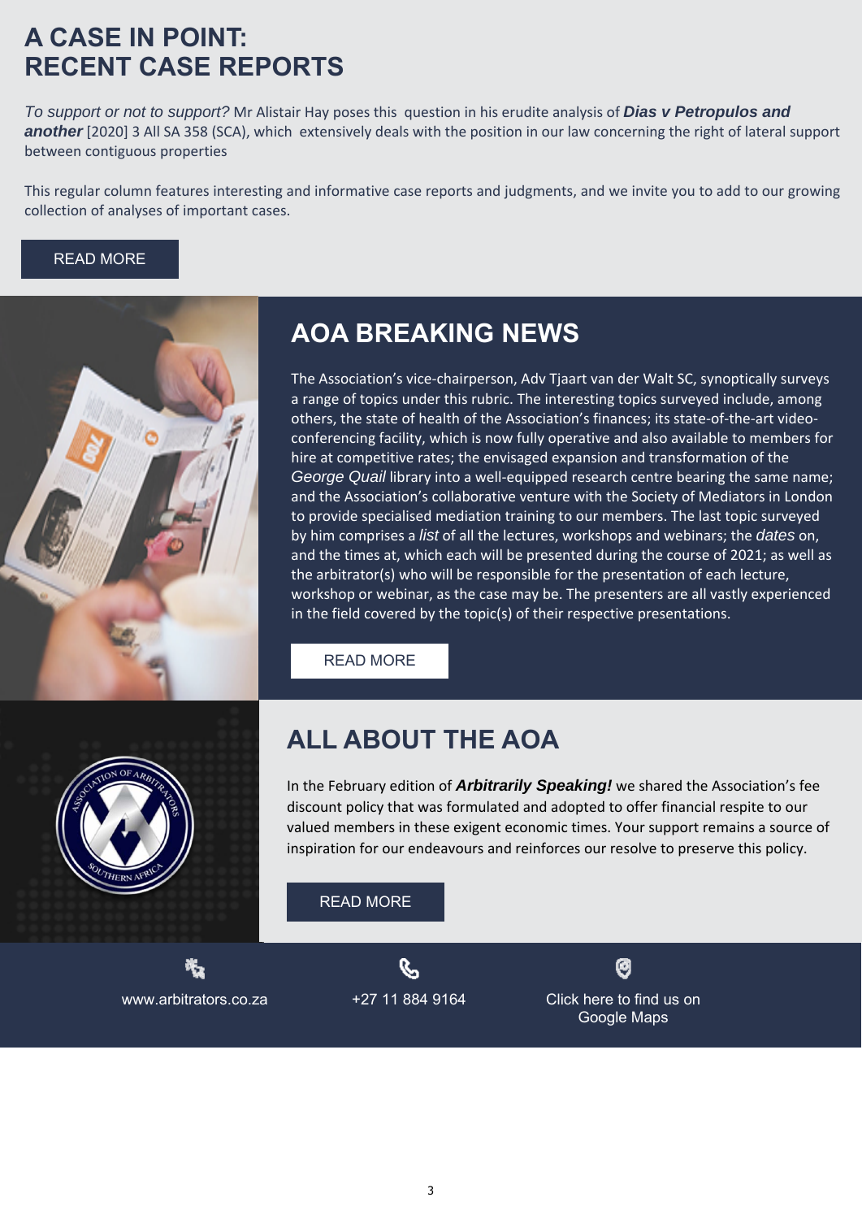# A CASE IN POINT: RECENT CASE REPORTS

*To support or not to support?* Mr Alistair Hay poses this question in his erudite analysis of ***Dias v Petropulos and another*** [2020] 3 All SA 358 (SCA), which extensively deals with the position in our law concerning the right of lateral support between contiguous properties

This regular column features interesting and informative case reports and judgments, and we invite you to add to our growing collection of analyses of important cases.

READ MORE

## AOA BREAKING NEWS

The Association's vice-chairperson, Adv Tjaart van der Walt SC, synoptically surveys a range of topics under this rubric. The interesting topics surveyed include, among others, the state of health of the Association's finances; its state-of-the-art video-conferencing facility, which is now fully operative and also available to members for hire at competitive rates; the envisaged expansion and transformation of the *George Quail* library into a well-equipped research centre bearing the same name; and the Association's collaborative venture with the Society of Mediators in London to provide specialised mediation training to our members. The last topic surveyed by him comprises a *list* of all the lectures, workshops and webinars; the *dates* on, and the times at, which each will be presented during the course of 2021; as well as the arbitrator(s) who will be responsible for the presentation of each lecture, workshop or webinar, as the case may be. The presenters are all vastly experienced in the field covered by the topic(s) of their respective presentations.

READ MORE

## ALL ABOUT THE AOA

In the February edition of ***Arbitrarily Speaking!*** we shared the Association's fee discount policy that was formulated and adopted to offer financial respite to our valued members in these exigent economic times. Your support remains a source of inspiration for our endeavours and reinforces our resolve to preserve this policy.

READ MORE

www.arbitrators.co.za

+27 11 884 9164

Click here to find us on Google Maps